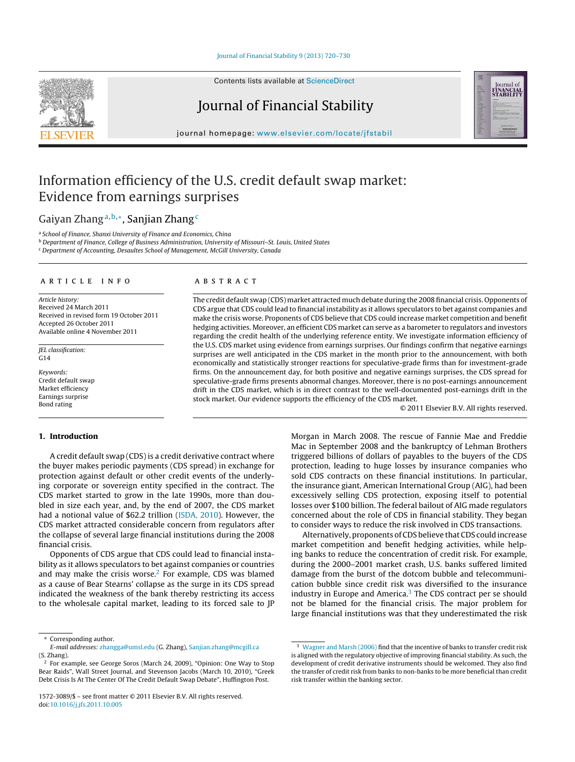# Information efficiency of the U.S. credit default swap market: Evidence from earnings surprises

Gaiyan Zhang [a,b,*], Sanjian Zhang [c]

[a] School of Finance, Shanxi University of Finance and Economics, China
[b] Department of Finance, College of Business Administration, University of Missouri–St. Louis, United States
[c] Department of Accounting, Desaultes School of Management, McGill University, Canada

## ARTICLE INFO

*Article history:*
Received 24 March 2011
Received in revised form 19 October 2011
Accepted 26 October 2011
Available online 4 November 2011

*JEL classification:*
G14

*Keywords:*
Credit default swap
Market efficiency
Earnings surprise
Bond rating

## ABSTRACT

The credit default swap (CDS) market attracted much debate during the 2008 financial crisis. Opponents of CDS argue that CDS could lead to financial instability as it allows speculators to bet against companies and make the crisis worse. Proponents of CDS believe that CDS could increase market competition and benefit hedging activities. Moreover, an efficient CDS market can serve as a barometer to regulators and investors regarding the credit health of the underlying reference entity. We investigate information efficiency of the U.S. CDS market using evidence from earnings surprises. Our findings confirm that negative earnings surprises are well anticipated in the CDS market in the month prior to the announcement, with both economically and statistically stronger reactions for speculative-grade firms than for investment-grade firms. On the announcement day, for both positive and negative earnings surprises, the CDS spread for speculative-grade firms presents abnormal changes. Moreover, there is no post-earnings announcement drift in the CDS market, which is in direct contrast to the well-documented post-earnings drift in the stock market. Our evidence supports the efficiency of the CDS market.

© 2011 Elsevier B.V. All rights reserved.

## 1. Introduction

A credit default swap (CDS) is a credit derivative contract where the buyer makes periodic payments (CDS spread) in exchange for protection against default or other credit events of the underlying corporate or sovereign entity specified in the contract. The CDS market started to grow in the late 1990s, more than doubled in size each year, and, by the end of 2007, the CDS market had a notional value of $62.2 trillion (ISDA, 2010). However, the CDS market attracted considerable concern from regulators after the collapse of several large financial institutions during the 2008 financial crisis.

Opponents of CDS argue that CDS could lead to financial instability as it allows speculators to bet against companies or countries and may make the crisis worse.[2] For example, CDS was blamed as a cause of Bear Stearns' collapse as the surge in its CDS spread indicated the weakness of the bank thereby restricting its access to the wholesale capital market, leading to its forced sale to JP Morgan in March 2008. The rescue of Fannie Mae and Freddie Mac in September 2008 and the bankruptcy of Lehman Brothers triggered billions of dollars of payables to the buyers of the CDS protection, leading to huge losses by insurance companies who sold CDS contracts on these financial institutions. In particular, the insurance giant, American International Group (AIG), had been excessively selling CDS protection, exposing itself to potential losses over $100 billion. The federal bailout of AIG made regulators concerned about the role of CDS in financial stability. They began to consider ways to reduce the risk involved in CDS transactions.

Alternatively, proponents of CDS believe that CDS could increase market competition and benefit hedging activities, while helping banks to reduce the concentration of credit risk. For example, during the 2000–2001 market crash, U.S. banks suffered limited damage from the burst of the dotcom bubble and telecommunication bubble since credit risk was diversified to the insurance industry in Europe and America.[3] The CDS contract per se should not be blamed for the financial crisis. The major problem for large financial institutions was that they underestimated the risk

* Corresponding author.
E-mail addresses: zhangga@umsl.edu (G. Zhang), Sanjian.zhang@mcgill.ca (S. Zhang).

[2] For example, see George Soros (March 24, 2009), "Opinion: One Way to Stop Bear Raids", Wall Street Journal, and Stevenson Jacobs (March 10, 2010), "Greek Debt Crisis Is At The Center Of The Credit Default Swap Debate", Huffington Post.

[3] Wagner and Marsh (2006) find that the incentive of banks to transfer credit risk is aligned with the regulatory objective of improving financial stability. As such, the development of credit derivative instruments should be welcomed. They also find the transfer of credit risk from banks to non-banks to be more beneficial than credit risk transfer within the banking sector.

1572-3089/$ – see front matter © 2011 Elsevier B.V. All rights reserved.
doi:10.1016/j.jfs.2011.10.005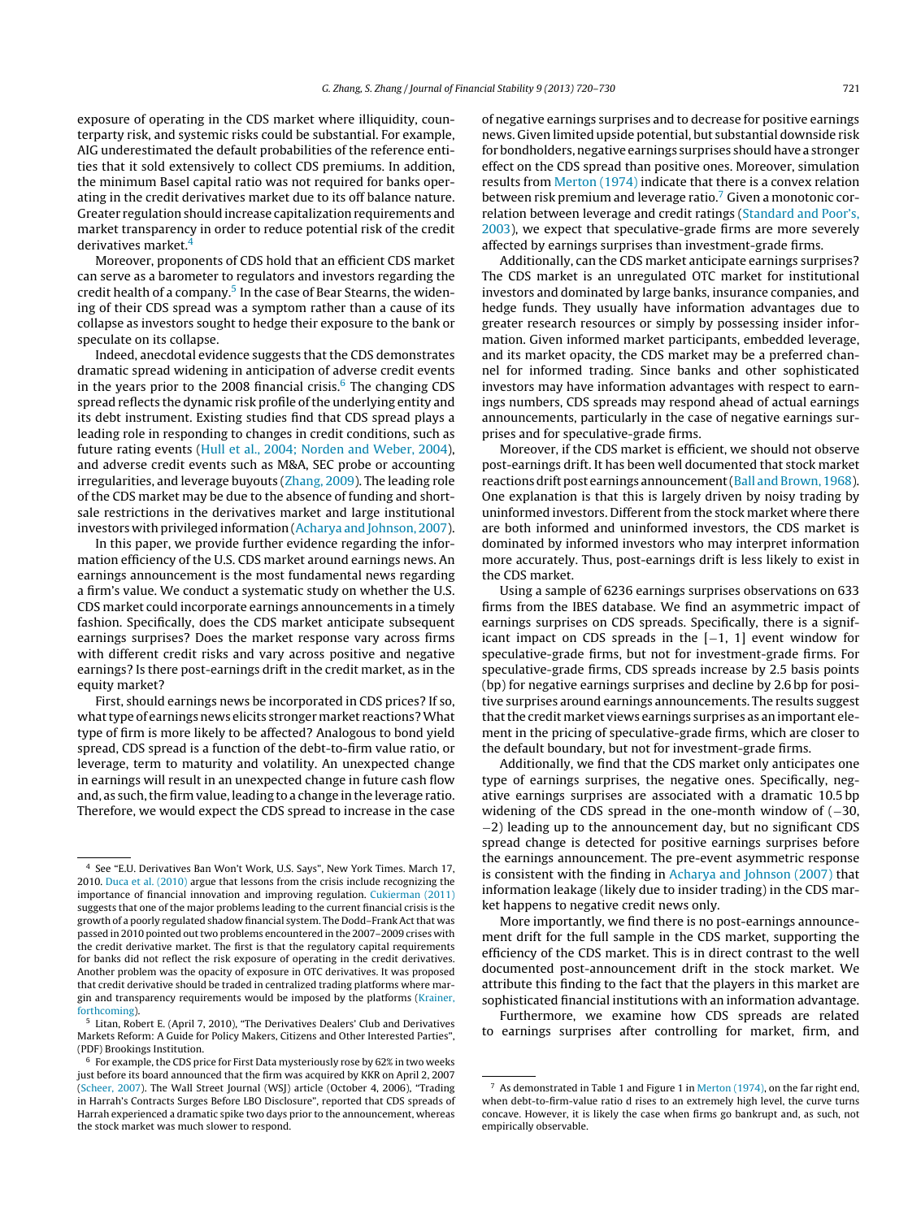exposure of operating in the CDS market where illiquidity, counterparty risk, and systemic risks could be substantial. For example, AIG underestimated the default probabilities of the reference entities that it sold extensively to collect CDS premiums. In addition, the minimum Basel capital ratio was not required for banks operating in the credit derivatives market due to its off balance nature. Greater regulation should increase capitalization requirements and market transparency in order to reduce potential risk of the credit derivatives market.[4]

Moreover, proponents of CDS hold that an efficient CDS market can serve as a barometer to regulators and investors regarding the credit health of a company.[5] In the case of Bear Stearns, the widening of their CDS spread was a symptom rather than a cause of its collapse as investors sought to hedge their exposure to the bank or speculate on its collapse.

Indeed, anecdotal evidence suggests that the CDS demonstrates dramatic spread widening in anticipation of adverse credit events in the years prior to the 2008 financial crisis.[6] The changing CDS spread reflects the dynamic risk profile of the underlying entity and its debt instrument. Existing studies find that CDS spread plays a leading role in responding to changes in credit conditions, such as future rating events (Hull et al., 2004; Norden and Weber, 2004), and adverse credit events such as M&A, SEC probe or accounting irregularities, and leverage buyouts (Zhang, 2009). The leading role of the CDS market may be due to the absence of funding and short-sale restrictions in the derivatives market and large institutional investors with privileged information (Acharya and Johnson, 2007).

In this paper, we provide further evidence regarding the information efficiency of the U.S. CDS market around earnings news. An earnings announcement is the most fundamental news regarding a firm's value. We conduct a systematic study on whether the U.S. CDS market could incorporate earnings announcements in a timely fashion. Specifically, does the CDS market anticipate subsequent earnings surprises? Does the market response vary across firms with different credit risks and vary across positive and negative earnings? Is there post-earnings drift in the credit market, as in the equity market?

First, should earnings news be incorporated in CDS prices? If so, what type of earnings news elicits stronger market reactions? What type of firm is more likely to be affected? Analogous to bond yield spread, CDS spread is a function of the debt-to-firm value ratio, or leverage, term to maturity and volatility. An unexpected change in earnings will result in an unexpected change in future cash flow and, as such, the firm value, leading to a change in the leverage ratio. Therefore, we would expect the CDS spread to increase in the case of negative earnings surprises and to decrease for positive earnings news. Given limited upside potential, but substantial downside risk for bondholders, negative earnings surprises should have a stronger effect on the CDS spread than positive ones. Moreover, simulation results from Merton (1974) indicate that there is a convex relation between risk premium and leverage ratio.[7] Given a monotonic correlation between leverage and credit ratings (Standard and Poor's, 2003), we expect that speculative-grade firms are more severely affected by earnings surprises than investment-grade firms.

Additionally, can the CDS market anticipate earnings surprises? The CDS market is an unregulated OTC market for institutional investors and dominated by large banks, insurance companies, and hedge funds. They usually have information advantages due to greater research resources or simply by possessing insider information. Given informed market participants, embedded leverage, and its market opacity, the CDS market may be a preferred channel for informed trading. Since banks and other sophisticated investors may have information advantages with respect to earnings numbers, CDS spreads may respond ahead of actual earnings announcements, particularly in the case of negative earnings surprises and for speculative-grade firms.

Moreover, if the CDS market is efficient, we should not observe post-earnings drift. It has been well documented that stock market reactions drift post earnings announcement (Ball and Brown, 1968). One explanation is that this is largely driven by noisy trading by uninformed investors. Different from the stock market where there are both informed and uninformed investors, the CDS market is dominated by informed investors who may interpret information more accurately. Thus, post-earnings drift is less likely to exist in the CDS market.

Using a sample of 6236 earnings surprises observations on 633 firms from the IBES database. We find an asymmetric impact of earnings surprises on CDS spreads. Specifically, there is a significant impact on CDS spreads in the [−1, 1] event window for speculative-grade firms, but not for investment-grade firms. For speculative-grade firms, CDS spreads increase by 2.5 basis points (bp) for negative earnings surprises and decline by 2.6 bp for positive surprises around earnings announcements. The results suggest that the credit market views earnings surprises as an important element in the pricing of speculative-grade firms, which are closer to the default boundary, but not for investment-grade firms.

Additionally, we find that the CDS market only anticipates one type of earnings surprises, the negative ones. Specifically, negative earnings surprises are associated with a dramatic 10.5 bp widening of the CDS spread in the one-month window of (−30, −2) leading up to the announcement day, but no significant CDS spread change is detected for positive earnings surprises before the earnings announcement. The pre-event asymmetric response is consistent with the finding in Acharya and Johnson (2007) that information leakage (likely due to insider trading) in the CDS market happens to negative credit news only.

More importantly, we find there is no post-earnings announcement drift for the full sample in the CDS market, supporting the efficiency of the CDS market. This is in direct contrast to the well documented post-announcement drift in the stock market. We attribute this finding to the fact that the players in this market are sophisticated financial institutions with an information advantage.

Furthermore, we examine how CDS spreads are related to earnings surprises after controlling for market, firm, and

---

[4] See "E.U. Derivatives Ban Won't Work, U.S. Says", New York Times. March 17, 2010. Duca et al. (2010) argue that lessons from the crisis include recognizing the importance of financial innovation and improving regulation. Cukierman (2011) suggests that one of the major problems leading to the current financial crisis is the growth of a poorly regulated shadow financial system. The Dodd–Frank Act that was passed in 2010 pointed out two problems encountered in the 2007–2009 crises with the credit derivative market. The first is that the regulatory capital requirements for banks did not reflect the risk exposure of operating in the credit derivatives. Another problem was the opacity of exposure in OTC derivatives. It was proposed that credit derivative should be traded in centralized trading platforms where margin and transparency requirements would be imposed by the platforms (Krainer, forthcoming).

[5] Litan, Robert E. (April 7, 2010), "The Derivatives Dealers' Club and Derivatives Markets Reform: A Guide for Policy Makers, Citizens and Other Interested Parties", (PDF) Brookings Institution.

[6] For example, the CDS price for First Data mysteriously rose by 62% in two weeks just before its board announced that the firm was acquired by KKR on April 2, 2007 (Scheer, 2007). The Wall Street Journal (WSJ) article (October 4, 2006), "Trading in Harrah's Contracts Surges Before LBO Disclosure", reported that CDS spreads of Harrah experienced a dramatic spike two days prior to the announcement, whereas the stock market was much slower to respond.

[7] As demonstrated in Table 1 and Figure 1 in Merton (1974), on the far right end, when debt-to-firm-value ratio d rises to an extremely high level, the curve turns concave. However, it is likely the case when firms go bankrupt and, as such, not empirically observable.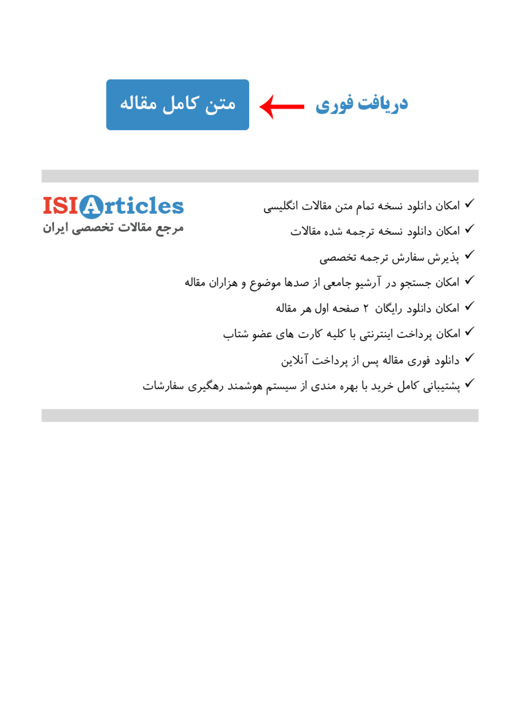دریافت فوری ← متن کامل مقاله

ISIArticles
مرجع مقالات تخصصی ایران

- ✓ امکان دانلود نسخه تمام متن مقالات انگلیسی
- ✓ امکان دانلود نسخه ترجمه شده مقالات
- ✓ پذیرش سفارش ترجمه تخصصی
- ✓ امکان جستجو در آرشیو جامعی از صدها موضوع و هزاران مقاله
- ✓ امکان دانلود رایگان ۲ صفحه اول هر مقاله
- ✓ امکان پرداخت اینترنتی با کلیه کارت های عضو شتاب
- ✓ دانلود فوری مقاله پس از پرداخت آنلاین
- ✓ پشتیبانی کامل خرید با بهره مندی از سیستم هوشمند رهگیری سفارشات